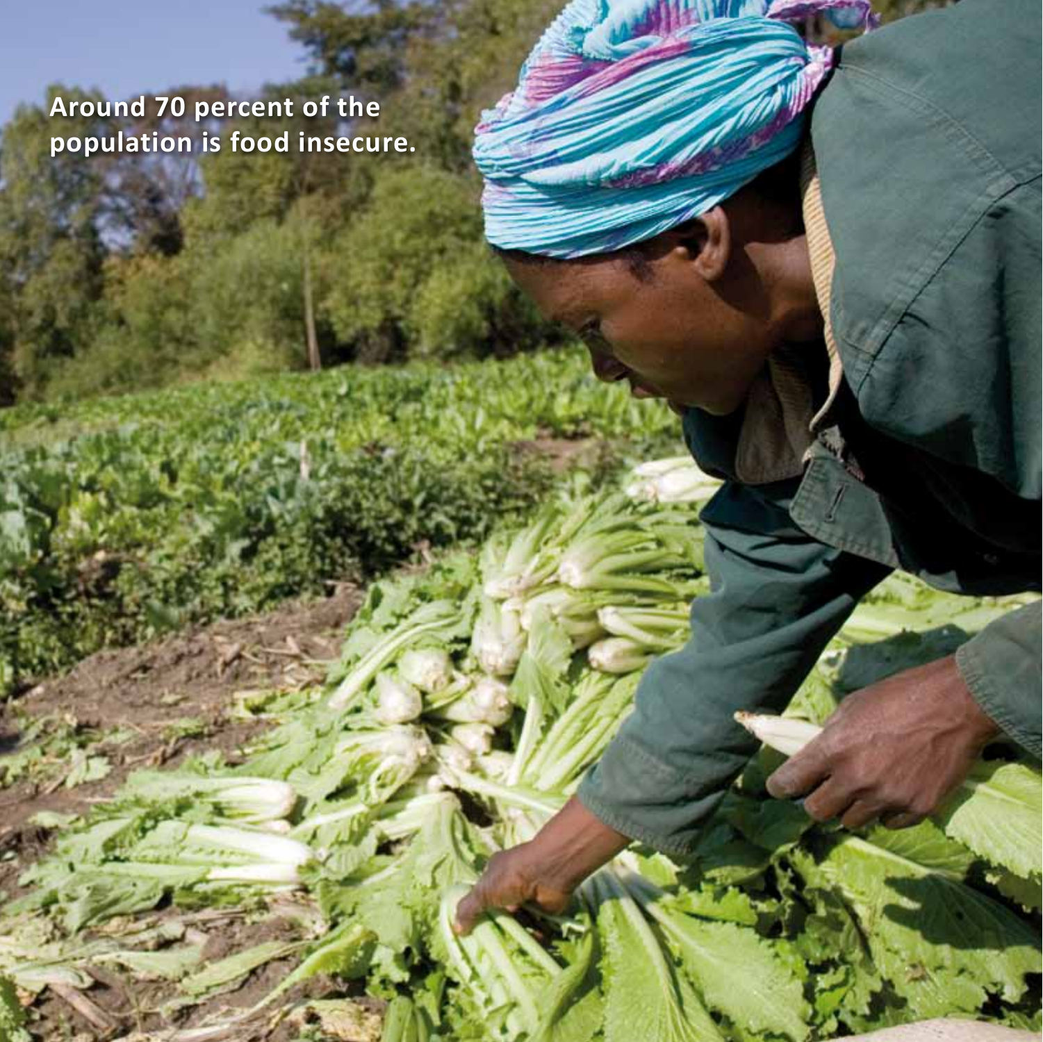**Around 70 percent of the population is food insecure.**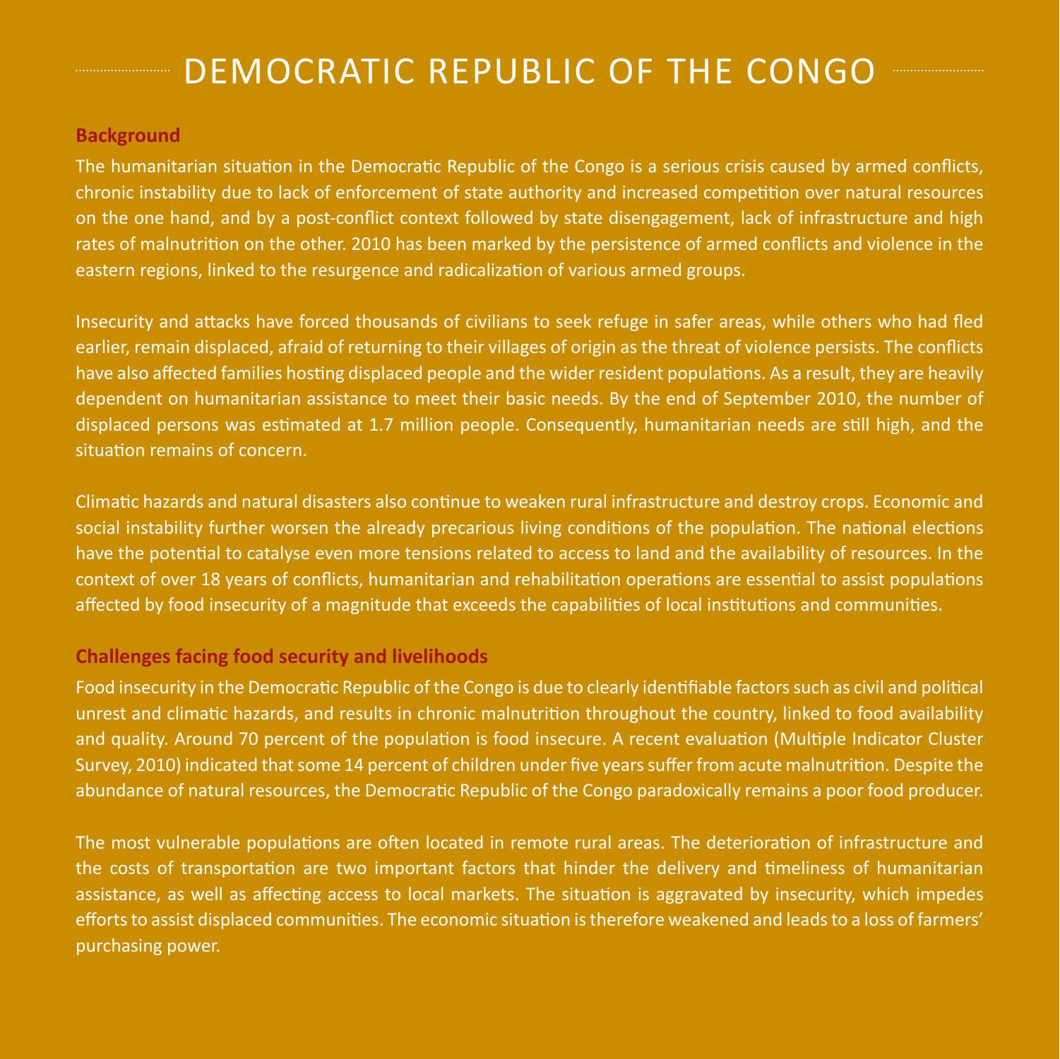# DEMOCRATIC REPUBLIC OF THE CONGO

## Background

The humanitarian situation in the Democratic Republic of the Congo is a serious crisis caused by armed conflicts, chronic instability due to lack of enforcement of state authority and increased competition over natural resources on the one hand, and by a post-conflict context followed by state disengagement, lack of infrastructure and high rates of malnutrition on the other. 2010 has been marked by the persistence of armed conflicts and violence in the eastern regions, linked to the resurgence and radicalization of various armed groups.

Insecurity and attacks have forced thousands of civilians to seek refuge in safer areas, while others who had fled earlier, remain displaced, afraid of returning to their villages of origin as the threat of violence persists. The conflicts have also affected families hosting displaced people and the wider resident populations. As a result, they are heavily dependent on humanitarian assistance to meet their basic needs. By the end of September 2010, the number of displaced persons was estimated at 1.7 million people. Consequently, humanitarian needs are still high, and the situation remains of concern.

Climatic hazards and natural disasters also continue to weaken rural infrastructure and destroy crops. Economic and social instability further worsen the already precarious living conditions of the population. The national elections have the potential to catalyse even more tensions related to access to land and the availability of resources. In the context of over 18 years of conflicts, humanitarian and rehabilitation operations are essential to assist populations affected by food insecurity of a magnitude that exceeds the capabilities of local institutions and communities.

## Challenges facing food security and livelihoods

Food insecurity in the Democratic Republic of the Congo is due to clearly identifiable factors such as civil and political unrest and climatic hazards, and results in chronic malnutrition throughout the country, linked to food availability and quality. Around 70 percent of the population is food insecure. A recent evaluation (Multiple Indicator Cluster Survey, 2010) indicated that some 14 percent of children under five years suffer from acute malnutrition. Despite the abundance of natural resources, the Democratic Republic of the Congo paradoxically remains a poor food producer.

The most vulnerable populations are often located in remote rural areas. The deterioration of infrastructure and the costs of transportation are two important factors that hinder the delivery and timeliness of humanitarian assistance, as well as affecting access to local markets. The situation is aggravated by insecurity, which impedes efforts to assist displaced communities. The economic situation is therefore weakened and leads to a loss of farmers' purchasing power.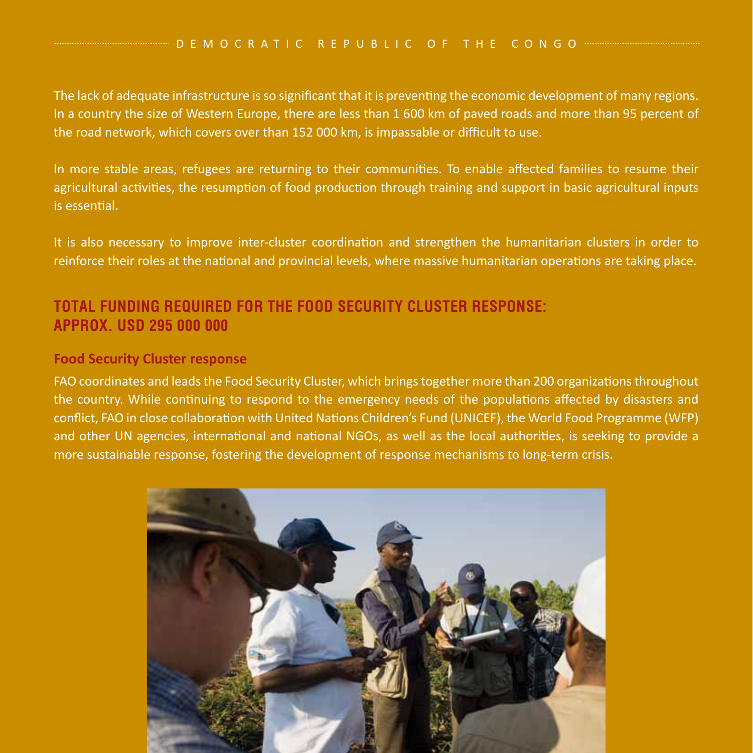The lack of adequate infrastructure is so significant that it is preventing the economic development of many regions. In a country the size of Western Europe, there are less than 1 600 km of paved roads and more than 95 percent of the road network, which covers over than 152 000 km, is impassable or difficult to use.

In more stable areas, refugees are returning to their communities. To enable affected families to resume their agricultural activities, the resumption of food production through training and support in basic agricultural inputs is essential.

It is also necessary to improve inter-cluster coordination and strengthen the humanitarian clusters in order to reinforce their roles at the national and provincial levels, where massive humanitarian operations are taking place.

## TOTAL FUNDING REQUIRED FOR THE FOOD SECURITY CLUSTER RESPONSE: APPROX. USD 295 000 000

### Food Security Cluster response

FAO coordinates and leads the Food Security Cluster, which brings together more than 200 organizations throughout the country. While continuing to respond to the emergency needs of the populations affected by disasters and conflict, FAO in close collaboration with United Nations Children's Fund (UNICEF), the World Food Programme (WFP) and other UN agencies, international and national NGOs, as well as the local authorities, is seeking to provide a more sustainable response, fostering the development of response mechanisms to long-term crisis.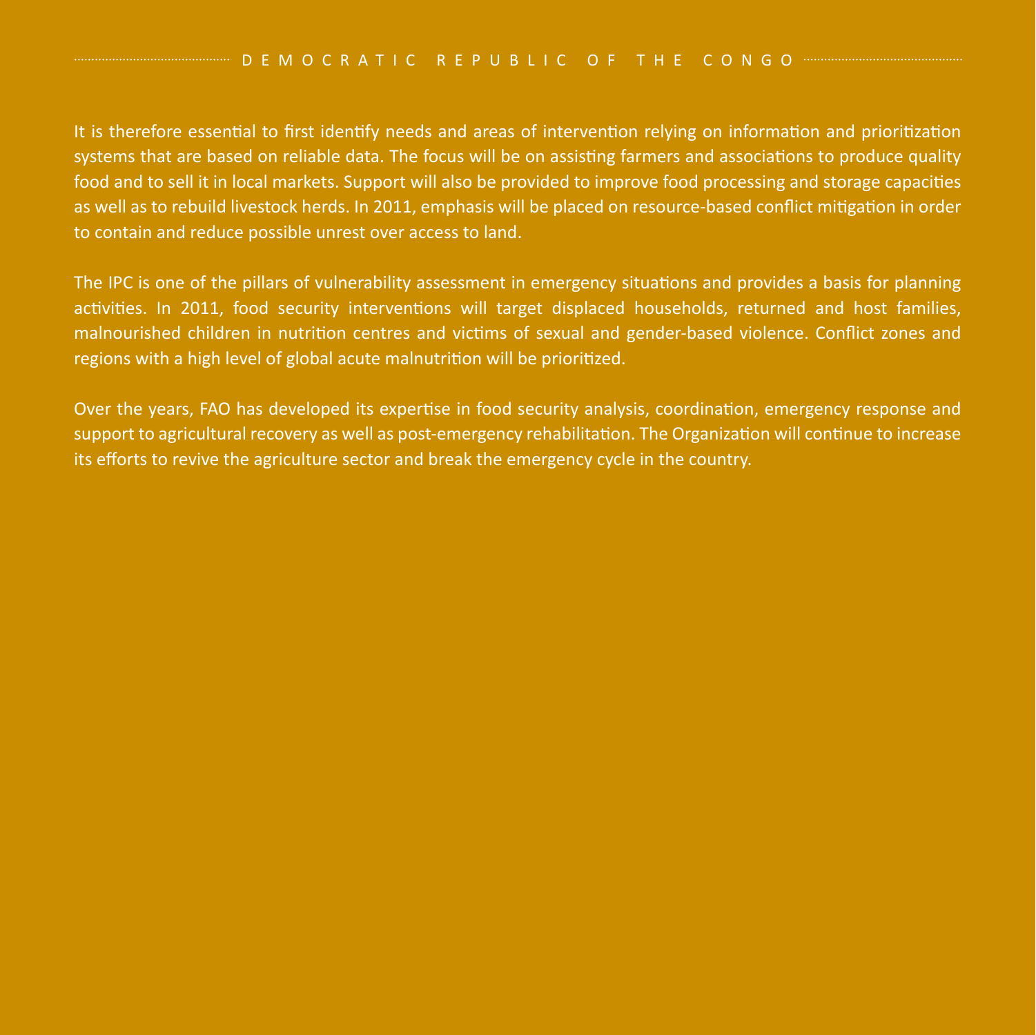It is therefore essential to first identify needs and areas of intervention relying on information and prioritization systems that are based on reliable data. The focus will be on assisting farmers and associations to produce quality food and to sell it in local markets. Support will also be provided to improve food processing and storage capacities as well as to rebuild livestock herds. In 2011, emphasis will be placed on resource-based conflict mitigation in order to contain and reduce possible unrest over access to land.

The IPC is one of the pillars of vulnerability assessment in emergency situations and provides a basis for planning activities. In 2011, food security interventions will target displaced households, returned and host families, malnourished children in nutrition centres and victims of sexual and gender-based violence. Conflict zones and regions with a high level of global acute malnutrition will be prioritized.

Over the years, FAO has developed its expertise in food security analysis, coordination, emergency response and support to agricultural recovery as well as post-emergency rehabilitation. The Organization will continue to increase its efforts to revive the agriculture sector and break the emergency cycle in the country.